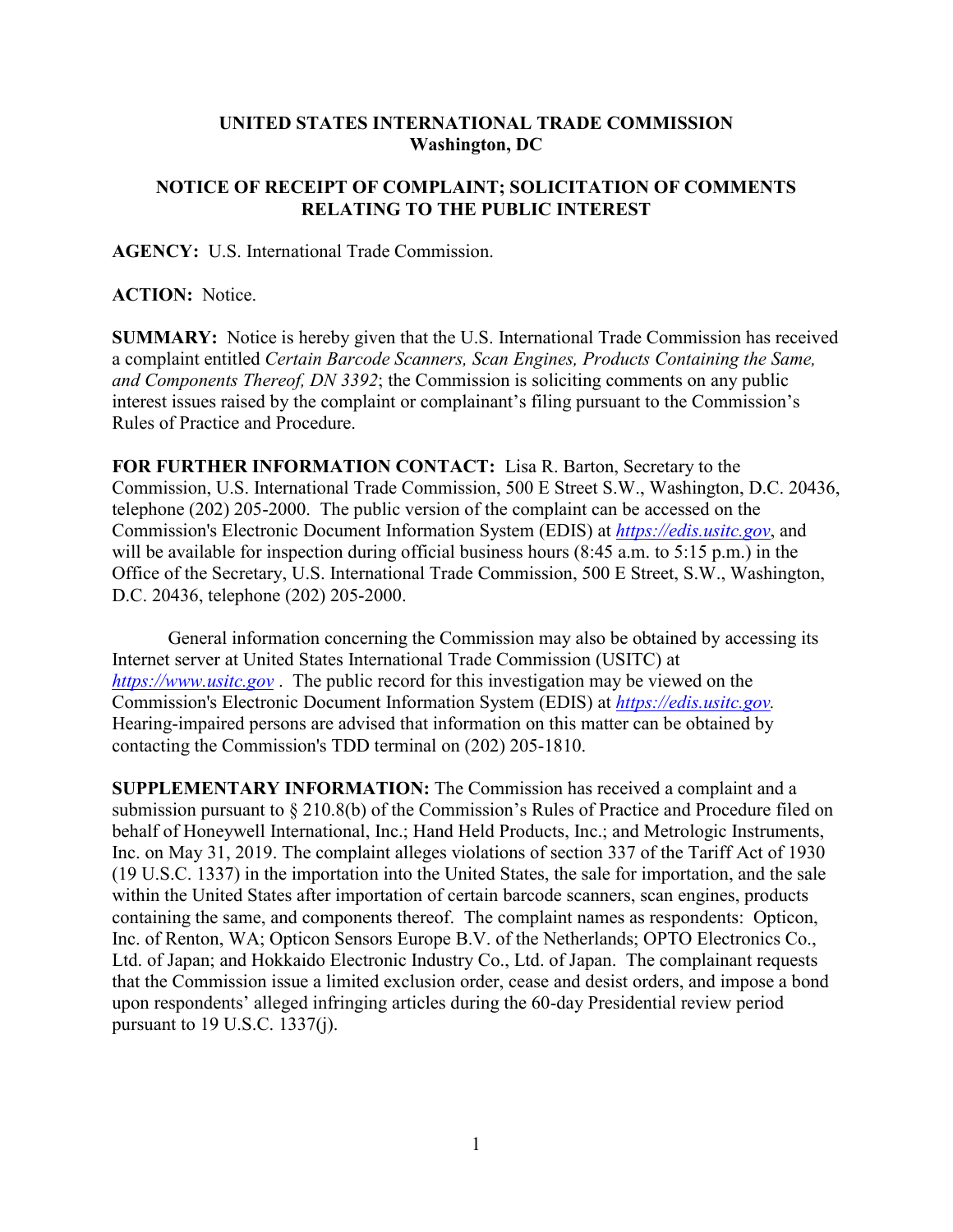**UNITED STATES INTERNATIONAL TRADE COMMISSION**
**Washington, DC**

**NOTICE OF RECEIPT OF COMPLAINT; SOLICITATION OF COMMENTS RELATING TO THE PUBLIC INTEREST**

**AGENCY:** U.S. International Trade Commission.

**ACTION:** Notice.

**SUMMARY:** Notice is hereby given that the U.S. International Trade Commission has received a complaint entitled *Certain Barcode Scanners, Scan Engines, Products Containing the Same, and Components Thereof, DN 3392*; the Commission is soliciting comments on any public interest issues raised by the complaint or complainant's filing pursuant to the Commission's Rules of Practice and Procedure.

**FOR FURTHER INFORMATION CONTACT:** Lisa R. Barton, Secretary to the Commission, U.S. International Trade Commission, 500 E Street S.W., Washington, D.C. 20436, telephone (202) 205-2000. The public version of the complaint can be accessed on the Commission's Electronic Document Information System (EDIS) at *https://edis.usitc.gov*, and will be available for inspection during official business hours (8:45 a.m. to 5:15 p.m.) in the Office of the Secretary, U.S. International Trade Commission, 500 E Street, S.W., Washington, D.C. 20436, telephone (202) 205-2000.

General information concerning the Commission may also be obtained by accessing its Internet server at United States International Trade Commission (USITC) at *https://www.usitc.gov* . The public record for this investigation may be viewed on the Commission's Electronic Document Information System (EDIS) at *https://edis.usitc.gov.* Hearing-impaired persons are advised that information on this matter can be obtained by contacting the Commission's TDD terminal on (202) 205-1810.

**SUPPLEMENTARY INFORMATION:** The Commission has received a complaint and a submission pursuant to § 210.8(b) of the Commission's Rules of Practice and Procedure filed on behalf of Honeywell International, Inc.; Hand Held Products, Inc.; and Metrologic Instruments, Inc. on May 31, 2019. The complaint alleges violations of section 337 of the Tariff Act of 1930 (19 U.S.C. 1337) in the importation into the United States, the sale for importation, and the sale within the United States after importation of certain barcode scanners, scan engines, products containing the same, and components thereof. The complaint names as respondents: Opticon, Inc. of Renton, WA; Opticon Sensors Europe B.V. of the Netherlands; OPTO Electronics Co., Ltd. of Japan; and Hokkaido Electronic Industry Co., Ltd. of Japan. The complainant requests that the Commission issue a limited exclusion order, cease and desist orders, and impose a bond upon respondents' alleged infringing articles during the 60-day Presidential review period pursuant to 19 U.S.C. 1337(j).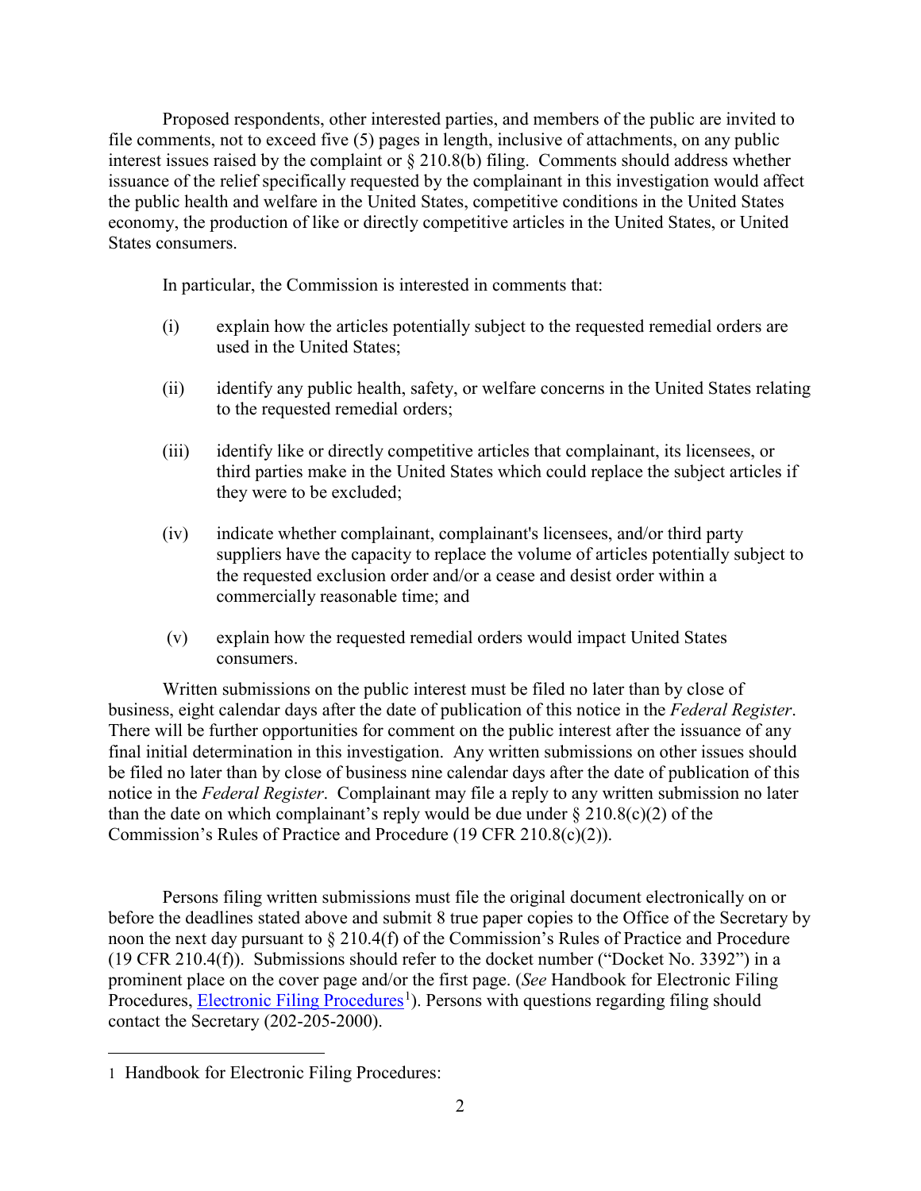Proposed respondents, other interested parties, and members of the public are invited to file comments, not to exceed five (5) pages in length, inclusive of attachments, on any public interest issues raised by the complaint or § 210.8(b) filing. Comments should address whether issuance of the relief specifically requested by the complainant in this investigation would affect the public health and welfare in the United States, competitive conditions in the United States economy, the production of like or directly competitive articles in the United States, or United States consumers.

In particular, the Commission is interested in comments that:

(i) explain how the articles potentially subject to the requested remedial orders are used in the United States;

(ii) identify any public health, safety, or welfare concerns in the United States relating to the requested remedial orders;

(iii) identify like or directly competitive articles that complainant, its licensees, or third parties make in the United States which could replace the subject articles if they were to be excluded;

(iv) indicate whether complainant, complainant's licensees, and/or third party suppliers have the capacity to replace the volume of articles potentially subject to the requested exclusion order and/or a cease and desist order within a commercially reasonable time; and

(v) explain how the requested remedial orders would impact United States consumers.

Written submissions on the public interest must be filed no later than by close of business, eight calendar days after the date of publication of this notice in the *Federal Register*. There will be further opportunities for comment on the public interest after the issuance of any final initial determination in this investigation. Any written submissions on other issues should be filed no later than by close of business nine calendar days after the date of publication of this notice in the *Federal Register*. Complainant may file a reply to any written submission no later than the date on which complainant's reply would be due under § 210.8(c)(2) of the Commission's Rules of Practice and Procedure (19 CFR 210.8(c)(2)).

Persons filing written submissions must file the original document electronically on or before the deadlines stated above and submit 8 true paper copies to the Office of the Secretary by noon the next day pursuant to § 210.4(f) of the Commission's Rules of Practice and Procedure (19 CFR 210.4(f)). Submissions should refer to the docket number ("Docket No. 3392") in a prominent place on the cover page and/or the first page. (*See* Handbook for Electronic Filing Procedures, Electronic Filing Procedures[1]). Persons with questions regarding filing should contact the Secretary (202-205-2000).

---

1 Handbook for Electronic Filing Procedures: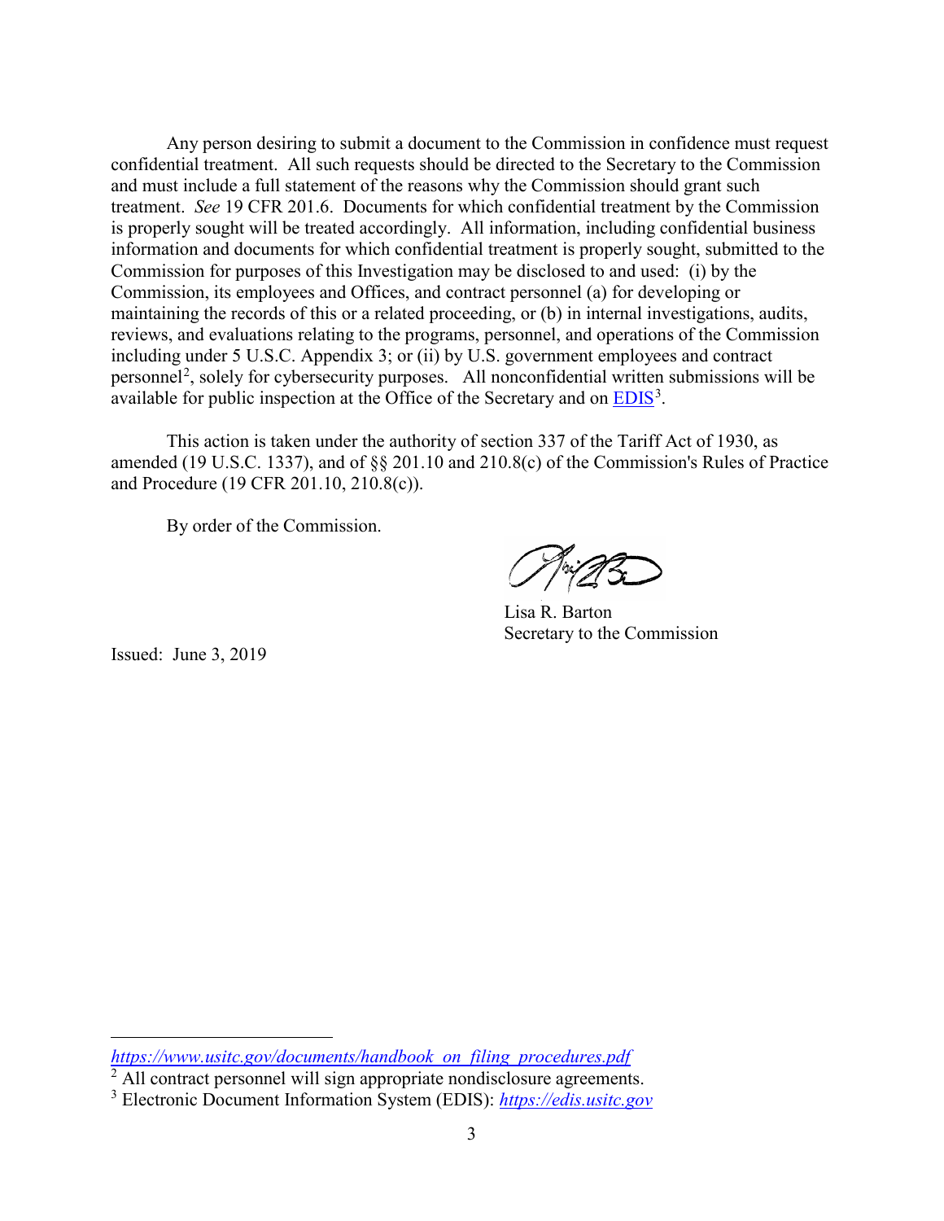Any person desiring to submit a document to the Commission in confidence must request confidential treatment. All such requests should be directed to the Secretary to the Commission and must include a full statement of the reasons why the Commission should grant such treatment. *See* 19 CFR 201.6. Documents for which confidential treatment by the Commission is properly sought will be treated accordingly. All information, including confidential business information and documents for which confidential treatment is properly sought, submitted to the Commission for purposes of this Investigation may be disclosed to and used: (i) by the Commission, its employees and Offices, and contract personnel (a) for developing or maintaining the records of this or a related proceeding, or (b) in internal investigations, audits, reviews, and evaluations relating to the programs, personnel, and operations of the Commission including under 5 U.S.C. Appendix 3; or (ii) by U.S. government employees and contract personnel[2], solely for cybersecurity purposes. All nonconfidential written submissions will be available for public inspection at the Office of the Secretary and on EDIS[3].

This action is taken under the authority of section 337 of the Tariff Act of 1930, as amended (19 U.S.C. 1337), and of §§ 201.10 and 210.8(c) of the Commission's Rules of Practice and Procedure (19 CFR 201.10, 210.8(c)).

By order of the Commission.

Lisa R. Barton
Secretary to the Commission

Issued: June 3, 2019

---

*https://www.usitc.gov/documents/handbook_on_filing_procedures.pdf*

[2] All contract personnel will sign appropriate nondisclosure agreements.

[3] Electronic Document Information System (EDIS): *https://edis.usitc.gov*